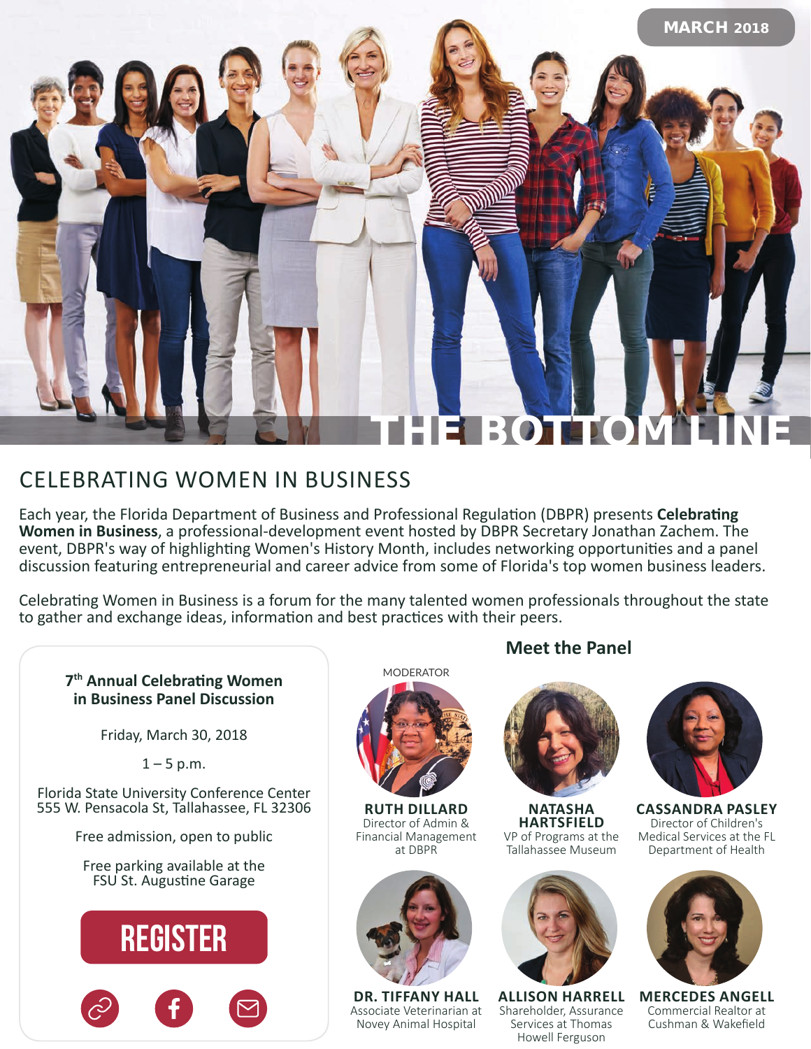MARCH 2018

# THE BOTTOM LINE

## CELEBRATING WOMEN IN BUSINESS

Each year, the Florida Department of Business and Professional Regulation (DBPR) presents **Celebrating Women in Business**, a professional-development event hosted by DBPR Secretary Jonathan Zachem. The event, DBPR's way of highlighting Women's History Month, includes networking opportunities and a panel discussion featuring entrepreneurial and career advice from some of Florida's top women business leaders.

Celebrating Women in Business is a forum for the many talented women professionals throughout the state to gather and exchange ideas, information and best practices with their peers.

**7th Annual Celebrating Women in Business Panel Discussion**

Friday, March 30, 2018

1 – 5 p.m.

Florida State University Conference Center
555 W. Pensacola St, Tallahassee, FL 32306

Free admission, open to public

Free parking available at the FSU St. Augustine Garage

**REGISTER**

### Meet the Panel

MODERATOR

**RUTH DILLARD**
Director of Admin & Financial Management at DBPR

**NATASHA HARTSFIELD**
VP of Programs at the Tallahassee Museum

**CASSANDRA PASLEY**
Director of Children's Medical Services at the FL Department of Health

**DR. TIFFANY HALL**
Associate Veterinarian at Novey Animal Hospital

**ALLISON HARRELL**
Shareholder, Assurance Services at Thomas Howell Ferguson

**MERCEDES ANGELL**
Commercial Realtor at Cushman & Wakefield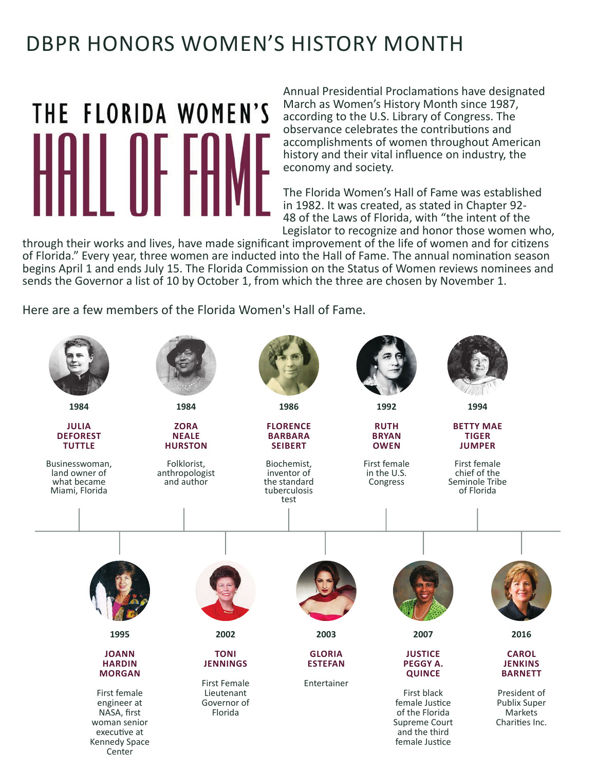# DBPR HONORS WOMEN'S HISTORY MONTH

## THE FLORIDA WOMEN'S HALL OF FAME

Annual Presidential Proclamations have designated March as Women's History Month since 1987, according to the U.S. Library of Congress. The observance celebrates the contributions and accomplishments of women throughout American history and their vital influence on industry, the economy and society.

The Florida Women's Hall of Fame was established in 1982. It was created, as stated in Chapter 92-48 of the Laws of Florida, with "the intent of the Legislator to recognize and honor those women who, through their works and lives, have made significant improvement of the life of women and for citizens of Florida." Every year, three women are inducted into the Hall of Fame. The annual nomination season begins April 1 and ends July 15. The Florida Commission on the Status of Women reviews nominees and sends the Governor a list of 10 by October 1, from which the three are chosen by November 1.

Here are a few members of the Florida Women's Hall of Fame.

**1984**
**JULIA DEFOREST TUTTLE**
Businesswoman, land owner of what became Miami, Florida

**1984**
**ZORA NEALE HURSTON**
Folklorist, anthropologist and author

**1986**
**FLORENCE BARBARA SEIBERT**
Biochemist, inventor of the standard tuberculosis test

**1992**
**RUTH BRYAN OWEN**
First female in the U.S. Congress

**1994**
**BETTY MAE TIGER JUMPER**
First female chief of the Seminole Tribe of Florida

**1995**
**JOANN HARDIN MORGAN**
First female engineer at NASA, first woman senior executive at Kennedy Space Center

**2002**
**TONI JENNINGS**
First Female Lieutenant Governor of Florida

**2003**
**GLORIA ESTEFAN**
Entertainer

**2007**
**JUSTICE PEGGY A. QUINCE**
First black female Justice of the Florida Supreme Court and the third female Justice

**2016**
**CAROL JENKINS BARNETT**
President of Publix Super Markets Charities Inc.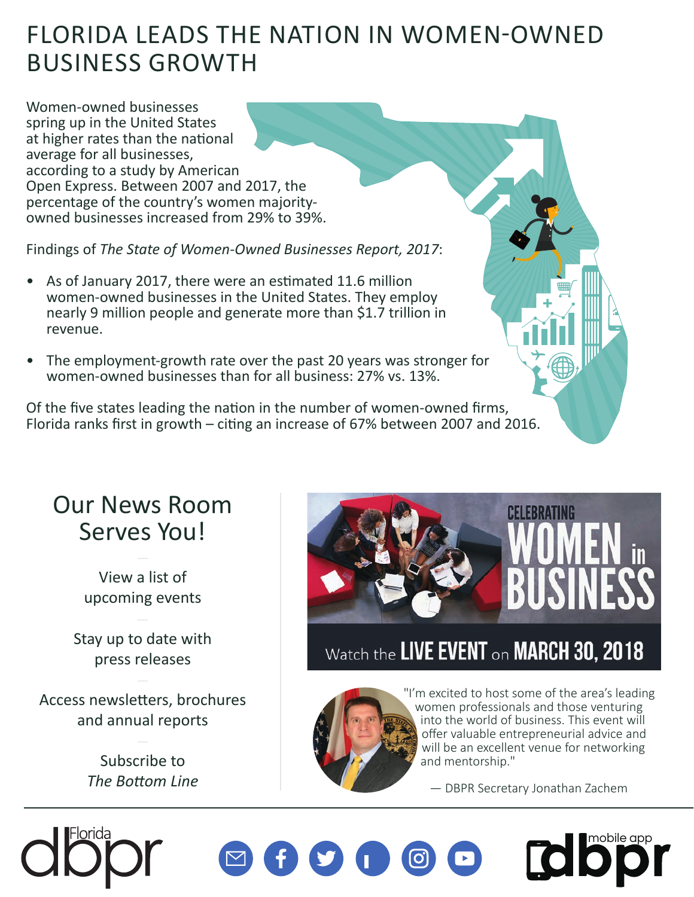# FLORIDA LEADS THE NATION IN WOMEN-OWNED BUSINESS GROWTH

Women-owned businesses spring up in the United States at higher rates than the national average for all businesses, according to a study by American Open Express. Between 2007 and 2017, the percentage of the country's women majority-owned businesses increased from 29% to 39%.

Findings of *The State of Women-Owned Businesses Report, 2017*:

- As of January 2017, there were an estimated 11.6 million women-owned businesses in the United States. They employ nearly 9 million people and generate more than $1.7 trillion in revenue.
- The employment-growth rate over the past 20 years was stronger for women-owned businesses than for all business: 27% vs. 13%.

Of the five states leading the nation in the number of women-owned firms, Florida ranks first in growth – citing an increase of 67% between 2007 and 2016.

## Our News Room Serves You!

View a list of upcoming events

Stay up to date with press releases

Access newsletters, brochures and annual reports

Subscribe to *The Bottom Line*

CELEBRATING WOMEN in BUSINESS

Watch the LIVE EVENT on MARCH 30, 2018

"I'm excited to host some of the area's leading women professionals and those venturing into the world of business. This event will offer valuable entrepreneurial advice and will be an excellent venue for networking and mentorship."

— DBPR Secretary Jonathan Zachem

Florida dbpr

dbpr mobile app